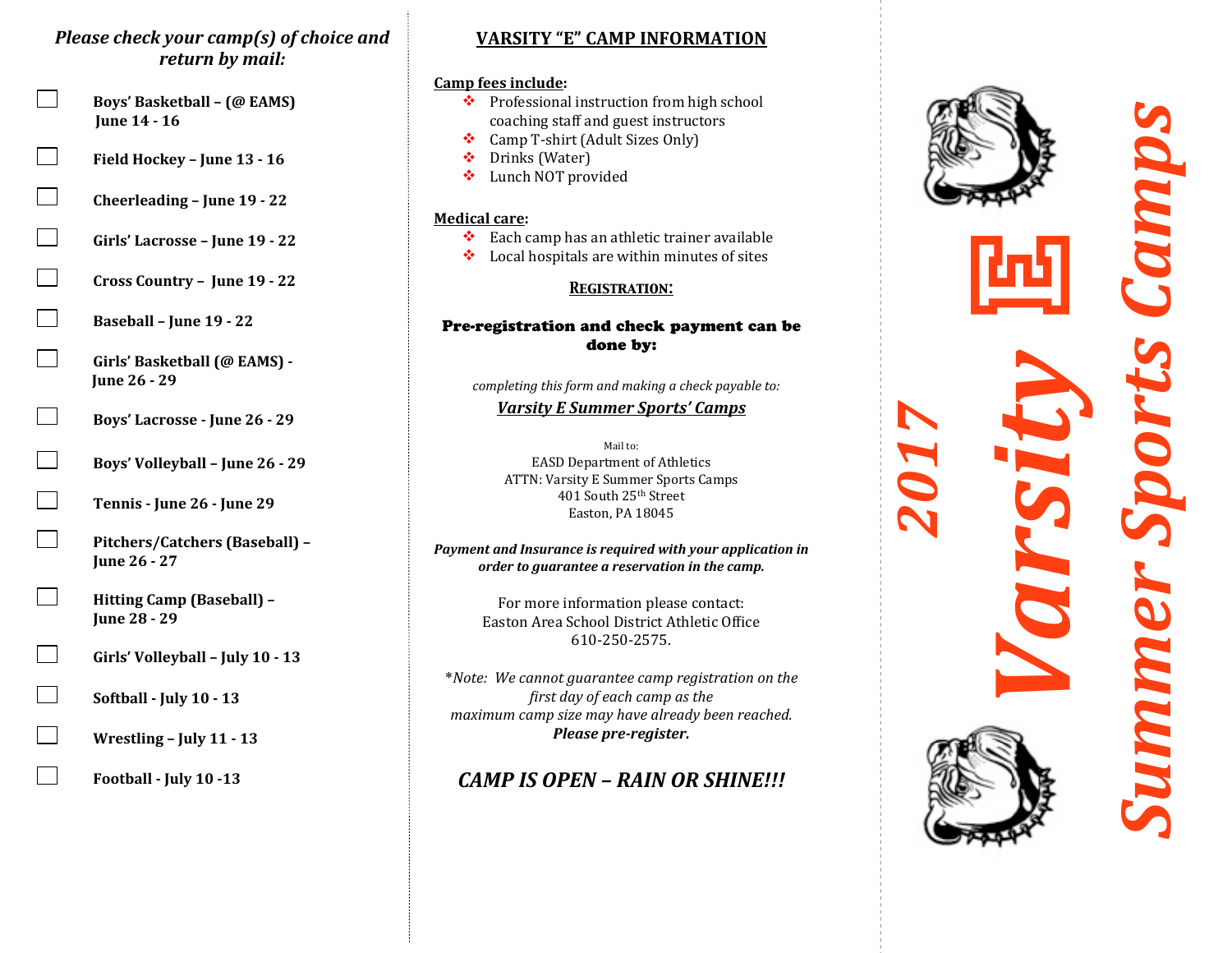*Please check your camp(s) of choice and return by mail:*

- ☐ **Boys' Basketball – (@ EAMS) June 14 - 16**
- ☐ **Field Hockey – June 13 - 16**
- ☐ **Cheerleading – June 19 - 22**
- ☐ **Girls' Lacrosse – June 19 - 22**
- ☐ **Cross Country – June 19 - 22**
- ☐ **Baseball – June 19 - 22**
- ☐ **Girls' Basketball (@ EAMS) - June 26 - 29**
- ☐ **Boys' Lacrosse - June 26 - 29**
- ☐ **Boys' Volleyball – June 26 - 29**
- ☐ **Tennis - June 26 - June 29**
- ☐ **Pitchers/Catchers (Baseball) – June 26 - 27**
- ☐ **Hitting Camp (Baseball) – June 28 - 29**
- ☐ **Girls' Volleyball – July 10 - 13**
- ☐ **Softball - July 10 - 13**
- ☐ **Wrestling – July 11 - 13**
- ☐ **Football - July 10 -13**

## VARSITY "E" CAMP INFORMATION

**Camp fees include:**

- Professional instruction from high school coaching staff and guest instructors
- Camp T-shirt (Adult Sizes Only)
- Drinks (Water)
- Lunch NOT provided

**Medical care:**

- Each camp has an athletic trainer available
- Local hospitals are within minutes of sites

### REGISTRATION:

**Pre-registration and check payment can be done by:**

*completing this form and making a check payable to:*

***Varsity E Summer Sports' Camps***

Mail to:
EASD Department of Athletics
ATTN: Varsity E Summer Sports Camps
401 South 25th Street
Easton, PA 18045

***Payment and Insurance is required with your application in order to guarantee a reservation in the camp.***

For more information please contact:
Easton Area School District Athletic Office
610-250-2575.

*\*Note: We cannot guarantee camp registration on the first day of each camp as the maximum camp size may have already been reached.* ***Please pre-register.***

***CAMP IS OPEN – RAIN OR SHINE!!!***

# 2017 Varsity E Summer Sports Camps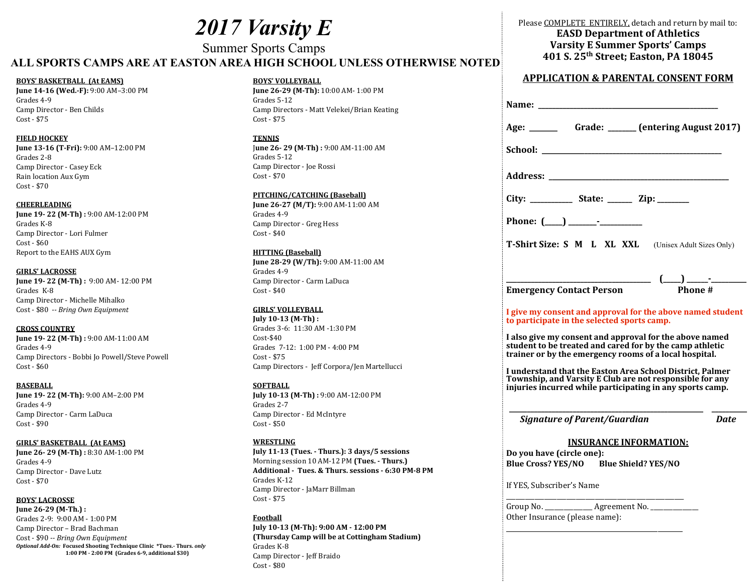# 2017 Varsity E

Summer Sports Camps

## ALL SPORTS CAMPS ARE AT EASTON AREA HIGH SCHOOL UNLESS OTHERWISE NOTED

**BOYS' BASKETBALL (At EAMS)**
**June 14-16 (Wed.-F):** 9:00 AM–3:00 PM
Grades 4-9
Camp Director - Ben Childs
Cost - $75

**FIELD HOCKEY**
**June 13-16 (T-Fri):** 9:00 AM–12:00 PM
Grades 2-8
Camp Director - Casey Eck
Rain location Aux Gym
Cost - $70

**CHEERLEADING**
**June 19- 22 (M-Th) :** 9:00 AM-12:00 PM
Grades K-8
Camp Director - Lori Fulmer
Cost - $60
Report to the EAHS AUX Gym

**GIRLS' LACROSSE**
**June 19- 22 (M-Th) :** 9:00 AM- 12:00 PM
Grades K-8
Camp Director - Michelle Mihalko
Cost - $80 -- *Bring Own Equipment*

**CROSS COUNTRY**
**June 19- 22 (M-Th) :** 9:00 AM-11:00 AM
Grades 4-9
Camp Directors - Bobbi Jo Powell/Steve Powell
Cost - $60

**BASEBALL**
**June 19- 22 (M-Th):** 9:00 AM–2:00 PM
Grades 4-9
Camp Director - Carm LaDuca
Cost - $90

**GIRLS' BASKETBALL (At EAMS)**
**June 26- 29 (M-Th) :** 8:30 AM-1:00 PM
Grades 4-9
Camp Director - Dave Lutz
Cost - $70

**BOYS' LACROSSE**
**June 26-29 (M-Th.) :**
Grades 2-9: 9:00 AM - 1:00 PM
Camp Director – Brad Bachman
Cost - $90 -- *Bring Own Equipment*
***Optional Add-On:*** **Focused Shooting Technique Clinic \*Tues.- Thurs. *only* 1:00 PM - 2:00 PM (Grades 6-9, additional $30)**

**BOYS' VOLLEYBALL**
**June 26-29 (M-Th):** 10:00 AM- 1:00 PM
Grades 5-12
Camp Directors - Matt Velekei/Brian Keating
Cost - $75

**TENNIS**
**June 26- 29 (M-Th) :** 9:00 AM-11:00 AM
Grades 5-12
Camp Director - Joe Rossi
Cost - $70

**PITCHING/CATCHING (Baseball)**
**June 26-27 (M/T):** 9:00 AM-11:00 AM
Grades 4-9
Camp Director - Greg Hess
Cost - $40

**HITTING (Baseball)**
**June 28-29 (W/Th):** 9:00 AM-11:00 AM
Grades 4-9
Camp Director - Carm LaDuca
Cost - $40

**GIRLS' VOLLEYBALL**
**July 10-13 (M-Th) :**
Grades 3-6: 11:30 AM -1:30 PM
Cost-$40
Grades 7-12: 1:00 PM - 4:00 PM
Cost - $75
Camp Directors - Jeff Corpora/Jen Martellucci

**SOFTBALL**
**July 10-13 (M-Th) :** 9:00 AM-12:00 PM
Grades 2-7
Camp Director - Ed McIntyre
Cost - $50

**WRESTLING**
**July 11-13 (Tues. - Thurs.): 3 days/5 sessions**
Morning session 10 AM-12 PM **(Tues. - Thurs.)**
**Additional - Tues. & Thurs. sessions - 6:30 PM-8 PM**
Grades K-12
Camp Director - JaMarr Billman
Cost - $75

**Football**
**July 10-13 (M-Th): 9:00 AM - 12:00 PM**
**(Thursday Camp will be at Cottingham Stadium)**
Grades K-8
Camp Director - Jeff Braido
Cost - $80

---

Please COMPLETE ENTIRELY, detach and return by mail to:
**EASD Department of Athletics**
**Varsity E Summer Sports' Camps**
**401 S. 25th Street; Easton, PA 18045**

## APPLICATION & PARENTAL CONSENT FORM

**Name:** ____________________________________________

**Age:** _______ **Grade:** _______ **(entering August 2017)**

**School:** ____________________________________________

**Address:** ____________________________________________

**City:** __________ **State:** ______ **Zip:** ________

**Phone:** (____) _______-__________

**T-Shirt Size: S M L XL XXL** (Unisex Adult Sizes Only)

____________________________________ (____) _____-_________
**Emergency Contact Person** **Phone #**

**I give my consent and approval for the above named student to participate in the selected sports camp.**

**I also give my consent and approval for the above named student to be treated and cared for by the camp athletic trainer or by the emergency rooms of a local hospital.**

**I understand that the Easton Area School District, Palmer Township, and Varsity E Club are not responsible for any injuries incurred while participating in any sports camp.**

____________________________________________ _________
***Signature of Parent/Guardian*** ***Date***

**INSURANCE INFORMATION:**

**Do you have (circle one):**
**Blue Cross? YES/NO Blue Shield? YES/NO**

If YES, Subscriber's Name
____________________________________________
Group No. ____________ Agreement No. ____________
Other Insurance (please name):
____________________________________________